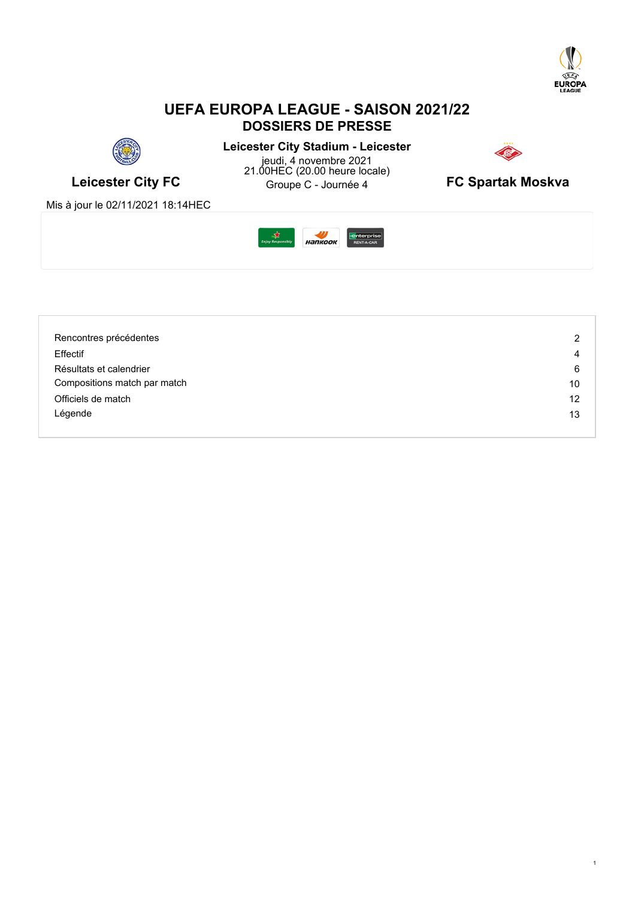# UEFA EUROPA LEAGUE - SAISON 2021/22

## DOSSIERS DE PRESSE

**Leicester City Stadium - Leicester**

jeudi, 4 novembre 2021
21.00HEC (20.00 heure locale)
Groupe C - Journée 4

**Leicester City FC** — **FC Spartak Moskva**

Mis à jour le 02/11/2021 18:14HEC

| | |
|---|---|
| Rencontres précédentes | 2 |
| Effectif | 4 |
| Résultats et calendrier | 6 |
| Compositions match par match | 10 |
| Officiels de match | 12 |
| Légende | 13 |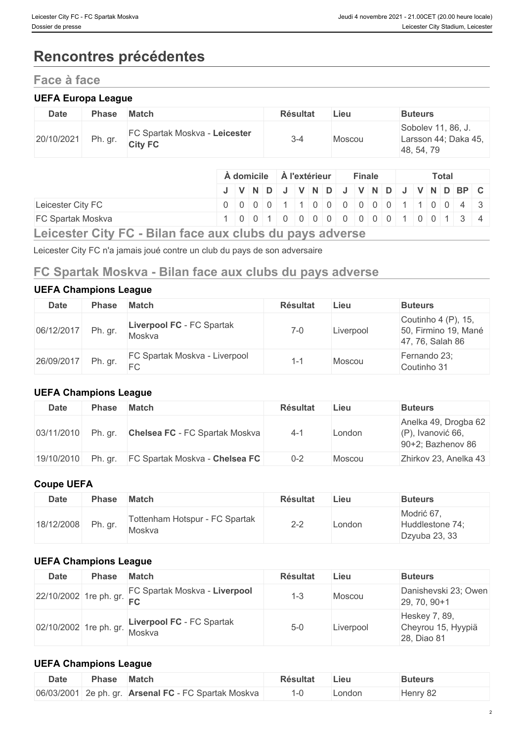# Rencontres précédentes

## Face à face

### UEFA Europa League

| Date | Phase | Match | Résultat | Lieu | Buteurs |
|---|---|---|---|---|---|
| 20/10/2021 | Ph. gr. | FC Spartak Moskva - **Leicester City FC** | 3-4 | Moscou | Sobolev 11, 86, J. Larsson 44; Daka 45, 48, 54, 79 |

| | À domicile | | | | À l'extérieur | | | | Finale | | | | Total | | | | | |
|---|---|---|---|---|---|---|---|---|---|---|---|---|---|---|---|---|---|---|
| | J | V | N | D | J | V | N | D | J | V | N | D | J | V | N | D | BP | C |
| Leicester City FC | 0 | 0 | 0 | 0 | 1 | 1 | 0 | 0 | 0 | 0 | 0 | 0 | 1 | 1 | 0 | 0 | 4 | 3 |
| FC Spartak Moskva | 1 | 0 | 0 | 1 | 0 | 0 | 0 | 0 | 0 | 0 | 0 | 0 | 1 | 0 | 0 | 1 | 3 | 4 |

## Leicester City FC - Bilan face aux clubs du pays adverse

Leicester City FC n'a jamais joué contre un club du pays de son adversaire

## FC Spartak Moskva - Bilan face aux clubs du pays adverse

### UEFA Champions League

| Date | Phase | Match | Résultat | Lieu | Buteurs |
|---|---|---|---|---|---|
| 06/12/2017 | Ph. gr. | **Liverpool FC** - FC Spartak Moskva | 7-0 | Liverpool | Coutinho 4 (P), 15, 50, Firmino 19, Mané 47, 76, Salah 86 |
| 26/09/2017 | Ph. gr. | FC Spartak Moskva - Liverpool FC | 1-1 | Moscou | Fernando 23; Coutinho 31 |

### UEFA Champions League

| Date | Phase | Match | Résultat | Lieu | Buteurs |
|---|---|---|---|---|---|
| 03/11/2010 | Ph. gr. | **Chelsea FC** - FC Spartak Moskva | 4-1 | London | Anelka 49, Drogba 62 (P), Ivanović 66, 90+2; Bazhenov 86 |
| 19/10/2010 | Ph. gr. | FC Spartak Moskva - **Chelsea FC** | 0-2 | Moscou | Zhirkov 23, Anelka 43 |

### Coupe UEFA

| Date | Phase | Match | Résultat | Lieu | Buteurs |
|---|---|---|---|---|---|
| 18/12/2008 | Ph. gr. | Tottenham Hotspur - FC Spartak Moskva | 2-2 | London | Modrić 67, Huddlestone 74; Dzyuba 23, 33 |

### UEFA Champions League

| Date | Phase | Match | Résultat | Lieu | Buteurs |
|---|---|---|---|---|---|
| 22/10/2002 | 1re ph. gr. | FC Spartak Moskva - **Liverpool FC** | 1-3 | Moscou | Danishevski 23; Owen 29, 70, 90+1 |
| 02/10/2002 | 1re ph. gr. | **Liverpool FC** - FC Spartak Moskva | 5-0 | Liverpool | Heskey 7, 89, Cheyrou 15, Hyypiä 28, Diao 81 |

### UEFA Champions League

| Date | Phase | Match | Résultat | Lieu | Buteurs |
|---|---|---|---|---|---|
| 06/03/2001 | 2e ph. gr. | **Arsenal FC** - FC Spartak Moskva | 1-0 | London | Henry 82 |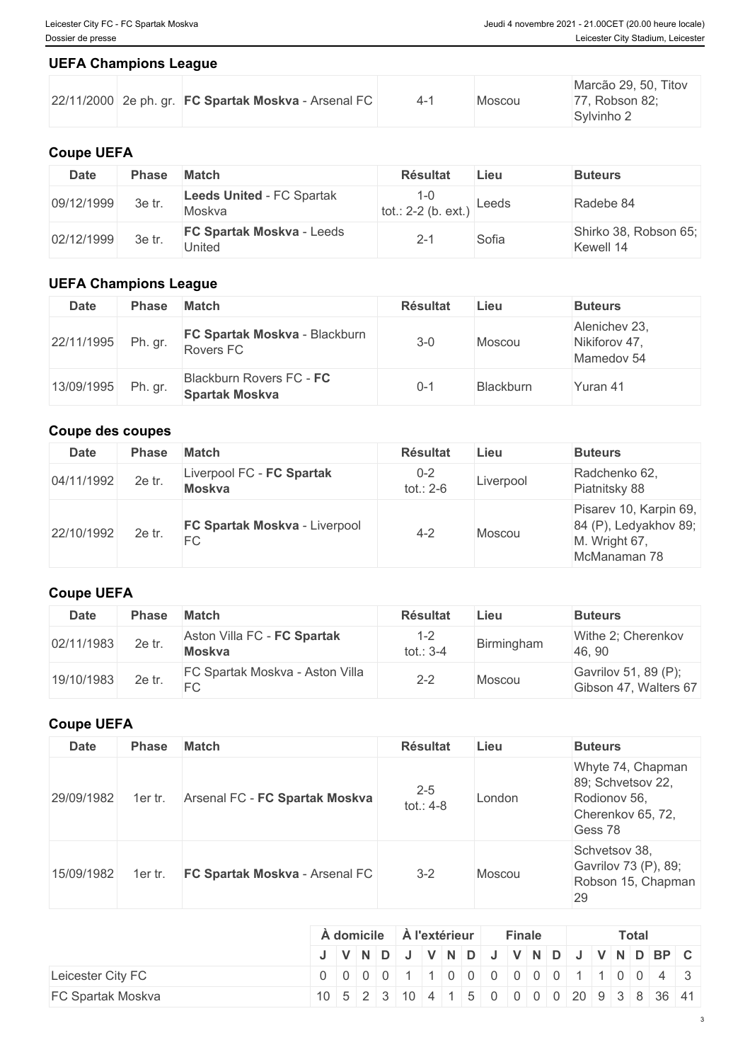### UEFA Champions League

| | | | | | |
|---|---|---|---|---|---|
| 22/11/2000 | 2e ph. gr. | **FC Spartak Moskva** - Arsenal FC | 4-1 | Moscou | Marcão 29, 50, Titov 77, Robson 82; Sylvinho 2 |

### Coupe UEFA

| Date | Phase | Match | Résultat | Lieu | Buteurs |
|---|---|---|---|---|---|
| 09/12/1999 | 3e tr. | **Leeds United** - FC Spartak Moskva | 1-0 tot.: 2-2 (b. ext.) | Leeds | Radebe 84 |
| 02/12/1999 | 3e tr. | **FC Spartak Moskva** - Leeds United | 2-1 | Sofia | Shirko 38, Robson 65; Kewell 14 |

### UEFA Champions League

| Date | Phase | Match | Résultat | Lieu | Buteurs |
|---|---|---|---|---|---|
| 22/11/1995 | Ph. gr. | **FC Spartak Moskva** - Blackburn Rovers FC | 3-0 | Moscou | Alenichev 23, Nikiforov 47, Mamedov 54 |
| 13/09/1995 | Ph. gr. | Blackburn Rovers FC - **FC Spartak Moskva** | 0-1 | Blackburn | Yuran 41 |

### Coupe des coupes

| Date | Phase | Match | Résultat | Lieu | Buteurs |
|---|---|---|---|---|---|
| 04/11/1992 | 2e tr. | Liverpool FC - **FC Spartak Moskva** | 0-2 tot.: 2-6 | Liverpool | Radchenko 62, Piatnitsky 88 |
| 22/10/1992 | 2e tr. | **FC Spartak Moskva** - Liverpool FC | 4-2 | Moscou | Pisarev 10, Karpin 69, 84 (P), Ledyakhov 89; M. Wright 67, McManaman 78 |

### Coupe UEFA

| Date | Phase | Match | Résultat | Lieu | Buteurs |
|---|---|---|---|---|---|
| 02/11/1983 | 2e tr. | Aston Villa FC - **FC Spartak Moskva** | 1-2 tot.: 3-4 | Birmingham | Withe 2; Cherenkov 46, 90 |
| 19/10/1983 | 2e tr. | FC Spartak Moskva - Aston Villa FC | 2-2 | Moscou | Gavrilov 51, 89 (P); Gibson 47, Walters 67 |

### Coupe UEFA

| Date | Phase | Match | Résultat | Lieu | Buteurs |
|---|---|---|---|---|---|
| 29/09/1982 | 1er tr. | Arsenal FC - **FC Spartak Moskva** | 2-5 tot.: 4-8 | London | Whyte 74, Chapman 89; Schvetsov 22, Rodionov 56, Cherenkov 65, 72, Gess 78 |
| 15/09/1982 | 1er tr. | **FC Spartak Moskva** - Arsenal FC | 3-2 | Moscou | Schvetsov 38, Gavrilov 73 (P), 89; Robson 15, Chapman 29 |

| | À domicile | | | | À l'extérieur | | | | Finale | | | | Total | | | | | |
|---|---|---|---|---|---|---|---|---|---|---|---|---|---|---|---|---|---|---|
| | J | V | N | D | J | V | N | D | J | V | N | D | J | V | N | D | BP | C |
| Leicester City FC | 0 | 0 | 0 | 0 | 1 | 1 | 0 | 0 | 0 | 0 | 0 | 0 | 1 | 1 | 0 | 0 | 4 | 3 |
| FC Spartak Moskva | 10 | 5 | 2 | 3 | 10 | 4 | 1 | 5 | 0 | 0 | 0 | 0 | 20 | 9 | 3 | 8 | 36 | 41 |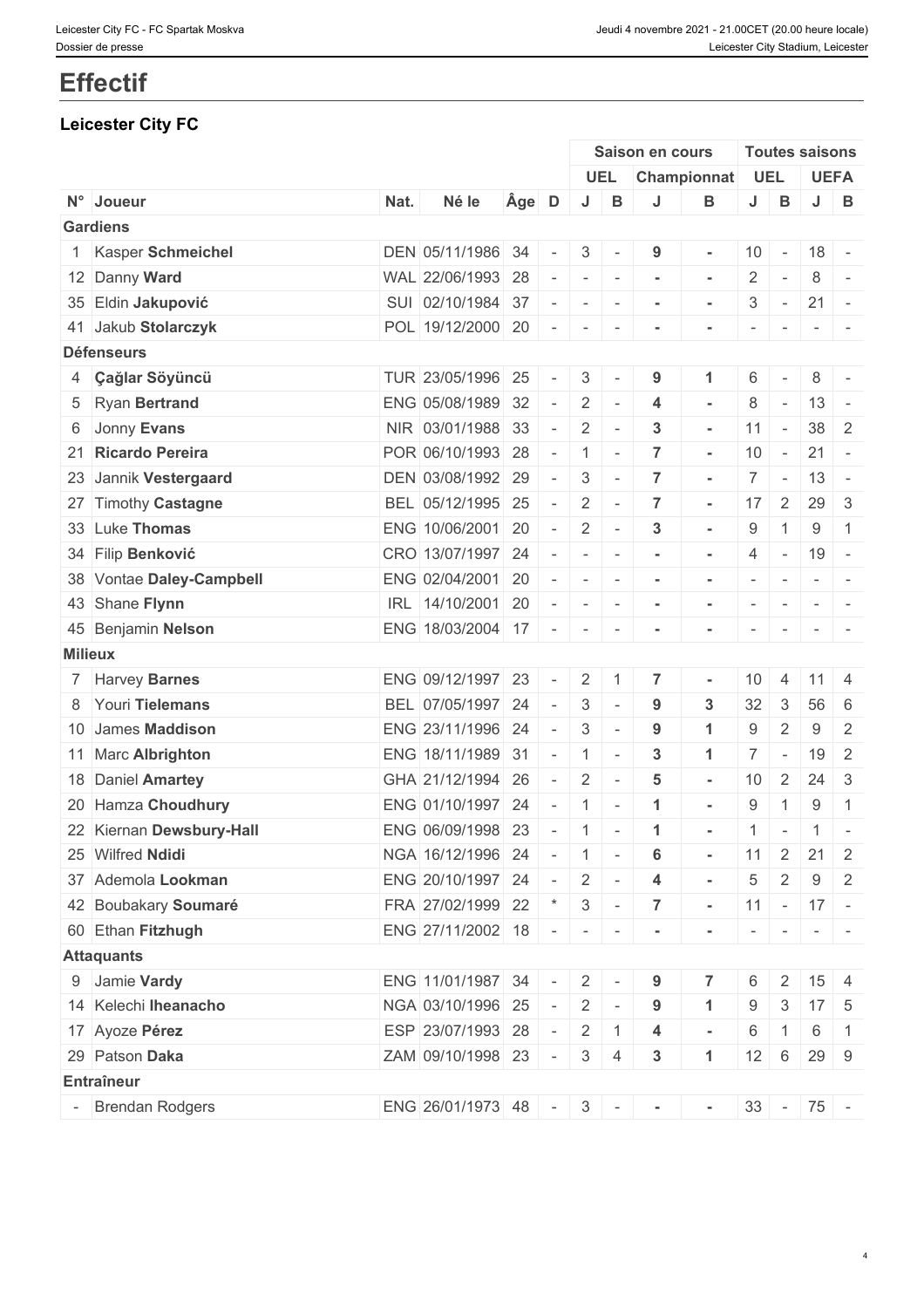# Effectif

### Leicester City FC

| | | | | | | Saison en cours | | | | Toutes saisons | | | |
|---|---|---|---|---|---|---|---|---|---|---|---|---|---|
| | | | | | | UEL | | Championnat | | UEL | | UEFA | |
| N° | Joueur | Nat. | Né le | Âge | D | J | B | J | B | J | B | J | B |
| **Gardiens** | | | | | | | | | | | | | |
| 1 | Kasper **Schmeichel** | DEN | 05/11/1986 | 34 | - | 3 | - | 9 | - | 10 | - | 18 | - |
| 12 | Danny **Ward** | WAL | 22/06/1993 | 28 | - | - | - | - | - | 2 | - | 8 | - |
| 35 | Eldin **Jakupović** | SUI | 02/10/1984 | 37 | - | - | - | - | - | 3 | - | 21 | - |
| 41 | Jakub **Stolarczyk** | POL | 19/12/2000 | 20 | - | - | - | - | - | - | - | - | - |
| **Défenseurs** | | | | | | | | | | | | | |
| 4 | **Çağlar Söyüncü** | TUR | 23/05/1996 | 25 | - | 3 | - | 9 | 1 | 6 | - | 8 | - |
| 5 | Ryan **Bertrand** | ENG | 05/08/1989 | 32 | - | 2 | - | 4 | - | 8 | - | 13 | - |
| 6 | Jonny **Evans** | NIR | 03/01/1988 | 33 | - | 2 | - | 3 | - | 11 | - | 38 | 2 |
| 21 | **Ricardo Pereira** | POR | 06/10/1993 | 28 | - | 1 | - | 7 | - | 10 | - | 21 | - |
| 23 | Jannik **Vestergaard** | DEN | 03/08/1992 | 29 | - | 3 | - | 7 | - | 7 | - | 13 | - |
| 27 | Timothy **Castagne** | BEL | 05/12/1995 | 25 | - | 2 | - | 7 | - | 17 | 2 | 29 | 3 |
| 33 | Luke **Thomas** | ENG | 10/06/2001 | 20 | - | 2 | - | 3 | - | 9 | 1 | 9 | 1 |
| 34 | Filip **Benković** | CRO | 13/07/1997 | 24 | - | - | - | - | - | 4 | - | 19 | - |
| 38 | Vontae **Daley-Campbell** | ENG | 02/04/2001 | 20 | - | - | - | - | - | - | - | - | - |
| 43 | Shane **Flynn** | IRL | 14/10/2001 | 20 | - | - | - | - | - | - | - | - | - |
| 45 | Benjamin **Nelson** | ENG | 18/03/2004 | 17 | - | - | - | - | - | - | - | - | - |
| **Milieux** | | | | | | | | | | | | | |
| 7 | Harvey **Barnes** | ENG | 09/12/1997 | 23 | - | 2 | 1 | 7 | - | 10 | 4 | 11 | 4 |
| 8 | Youri **Tielemans** | BEL | 07/05/1997 | 24 | - | 3 | - | 9 | 3 | 32 | 3 | 56 | 6 |
| 10 | James **Maddison** | ENG | 23/11/1996 | 24 | - | 3 | - | 9 | 1 | 9 | 2 | 9 | 2 |
| 11 | Marc **Albrighton** | ENG | 18/11/1989 | 31 | - | 1 | - | 3 | 1 | 7 | - | 19 | 2 |
| 18 | Daniel **Amartey** | GHA | 21/12/1994 | 26 | - | 2 | - | 5 | - | 10 | 2 | 24 | 3 |
| 20 | Hamza **Choudhury** | ENG | 01/10/1997 | 24 | - | 1 | - | 1 | - | 9 | 1 | 9 | 1 |
| 22 | Kiernan **Dewsbury-Hall** | ENG | 06/09/1998 | 23 | - | 1 | - | 1 | - | 1 | - | 1 | - |
| 25 | Wilfred **Ndidi** | NGA | 16/12/1996 | 24 | - | 1 | - | 6 | - | 11 | 2 | 21 | 2 |
| 37 | Ademola **Lookman** | ENG | 20/10/1997 | 24 | - | 2 | - | 4 | - | 5 | 2 | 9 | 2 |
| 42 | Boubakary **Soumaré** | FRA | 27/02/1999 | 22 | * | 3 | - | 7 | - | 11 | - | 17 | - |
| 60 | Ethan **Fitzhugh** | ENG | 27/11/2002 | 18 | - | - | - | - | - | - | - | - | - |
| **Attaquants** | | | | | | | | | | | | | |
| 9 | Jamie **Vardy** | ENG | 11/01/1987 | 34 | - | 2 | - | 9 | 7 | 6 | 2 | 15 | 4 |
| 14 | Kelechi **Iheanacho** | NGA | 03/10/1996 | 25 | - | 2 | - | 9 | 1 | 9 | 3 | 17 | 5 |
| 17 | Ayoze **Pérez** | ESP | 23/07/1993 | 28 | - | 2 | 1 | 4 | - | 6 | 1 | 6 | 1 |
| 29 | Patson **Daka** | ZAM | 09/10/1998 | 23 | - | 3 | 4 | 3 | 1 | 12 | 6 | 29 | 9 |
| **Entraîneur** | | | | | | | | | | | | | |
| - | Brendan Rodgers | ENG | 26/01/1973 | 48 | - | 3 | - | - | - | 33 | - | 75 | - |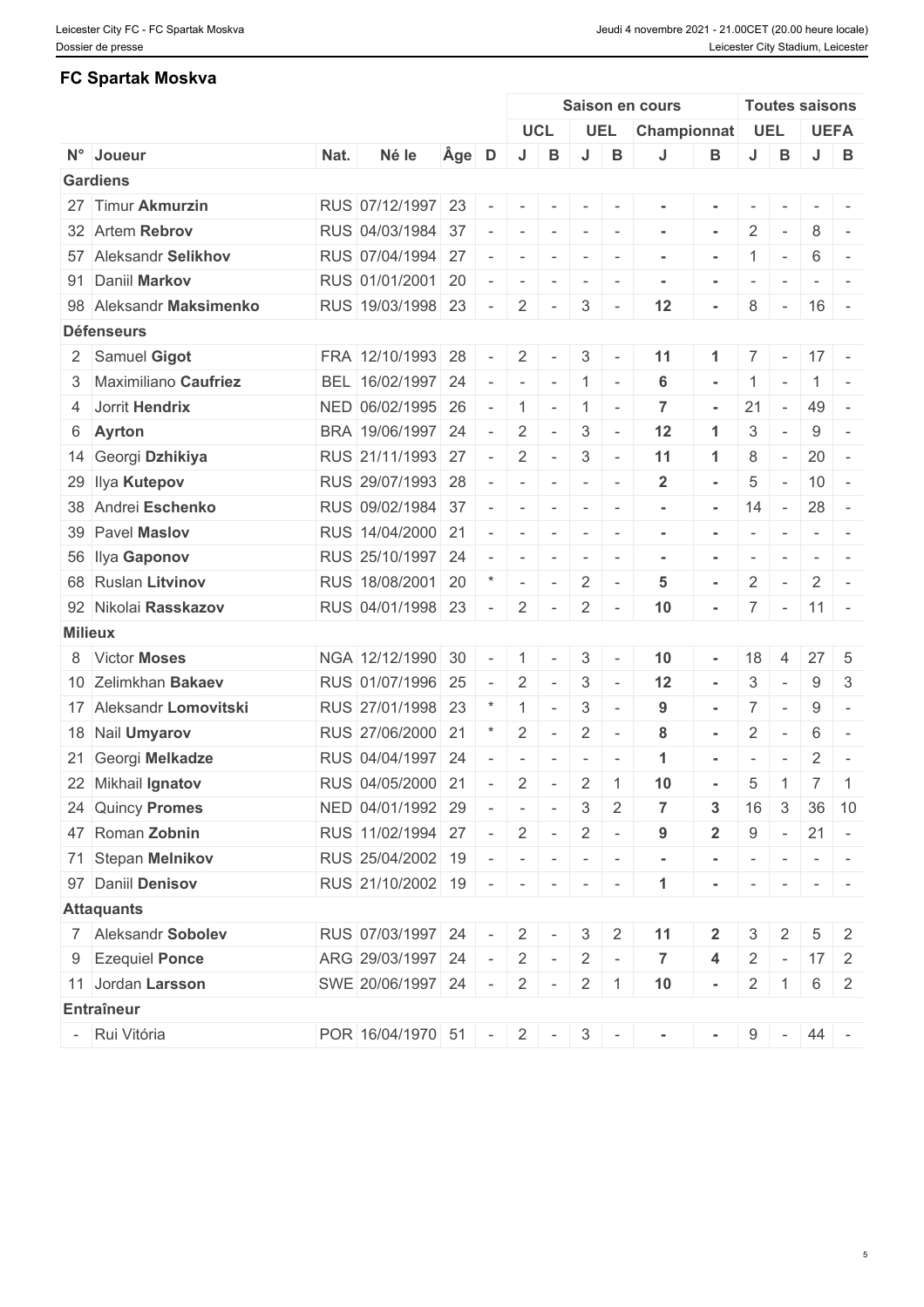## FC Spartak Moskva

| N° | Joueur | Nat. | Né le | Âge | D | Saison en cours | | | | | | Toutes saisons | | | |
|---|---|---|---|---|---|---|---|---|---|---|---|---|---|---|---|
| | | | | | | UCL | | UEL | | Championnat | | UEL | | UEFA | |
| | | | | | | J | B | J | B | J | B | J | B | J | B |
| **Gardiens** | | | | | | | | | | | | | | | |
| 27 | Timur **Akmurzin** | RUS | 07/12/1997 | 23 | - | - | - | - | - | - | - | - | - | - | - |
| 32 | Artem **Rebrov** | RUS | 04/03/1984 | 37 | - | - | - | - | - | - | - | 2 | - | 8 | - |
| 57 | Aleksandr **Selikhov** | RUS | 07/04/1994 | 27 | - | - | - | - | - | - | - | 1 | - | 6 | - |
| 91 | Daniil **Markov** | RUS | 01/01/2001 | 20 | - | - | - | - | - | - | - | - | - | - | - |
| 98 | Aleksandr **Maksimenko** | RUS | 19/03/1998 | 23 | - | 2 | - | 3 | - | **12** | - | 8 | - | 16 | - |
| **Défenseurs** | | | | | | | | | | | | | | | |
| 2 | Samuel **Gigot** | FRA | 12/10/1993 | 28 | - | 2 | - | 3 | - | **11** | **1** | 7 | - | 17 | - |
| 3 | Maximiliano **Caufriez** | BEL | 16/02/1997 | 24 | - | - | - | 1 | - | **6** | - | 1 | - | 1 | - |
| 4 | Jorrit **Hendrix** | NED | 06/02/1995 | 26 | - | 1 | - | 1 | - | **7** | - | 21 | - | 49 | - |
| 6 | **Ayrton** | BRA | 19/06/1997 | 24 | - | 2 | - | 3 | - | **12** | **1** | 3 | - | 9 | - |
| 14 | Georgi **Dzhikiya** | RUS | 21/11/1993 | 27 | - | 2 | - | 3 | - | **11** | **1** | 8 | - | 20 | - |
| 29 | Ilya **Kutepov** | RUS | 29/07/1993 | 28 | - | - | - | - | - | **2** | - | 5 | - | 10 | - |
| 38 | Andrei **Eschenko** | RUS | 09/02/1984 | 37 | - | - | - | - | - | - | - | 14 | - | 28 | - |
| 39 | Pavel **Maslov** | RUS | 14/04/2000 | 21 | - | - | - | - | - | - | - | - | - | - | - |
| 56 | Ilya **Gaponov** | RUS | 25/10/1997 | 24 | - | - | - | - | - | - | - | - | - | - | - |
| 68 | Ruslan **Litvinov** | RUS | 18/08/2001 | 20 | * | - | - | 2 | - | **5** | - | 2 | - | 2 | - |
| 92 | Nikolai **Rasskazov** | RUS | 04/01/1998 | 23 | - | 2 | - | 2 | - | **10** | - | 7 | - | 11 | - |
| **Milieux** | | | | | | | | | | | | | | | |
| 8 | Victor **Moses** | NGA | 12/12/1990 | 30 | - | 1 | - | 3 | - | **10** | - | 18 | 4 | 27 | 5 |
| 10 | Zelimkhan **Bakaev** | RUS | 01/07/1996 | 25 | - | 2 | - | 3 | - | **12** | - | 3 | - | 9 | 3 |
| 17 | Aleksandr **Lomovitski** | RUS | 27/01/1998 | 23 | * | 1 | - | 3 | - | **9** | - | 7 | - | 9 | - |
| 18 | Nail **Umyarov** | RUS | 27/06/2000 | 21 | * | 2 | - | 2 | - | **8** | - | 2 | - | 6 | - |
| 21 | Georgi **Melkadze** | RUS | 04/04/1997 | 24 | - | - | - | - | - | **1** | - | - | - | 2 | - |
| 22 | Mikhail **Ignatov** | RUS | 04/05/2000 | 21 | - | 2 | - | 2 | 1 | **10** | - | 5 | 1 | 7 | 1 |
| 24 | Quincy **Promes** | NED | 04/01/1992 | 29 | - | - | - | 3 | 2 | **7** | **3** | 16 | 3 | 36 | 10 |
| 47 | Roman **Zobnin** | RUS | 11/02/1994 | 27 | - | 2 | - | 2 | - | **9** | **2** | 9 | - | 21 | - |
| 71 | Stepan **Melnikov** | RUS | 25/04/2002 | 19 | - | - | - | - | - | - | - | - | - | - | - |
| 97 | Daniil **Denisov** | RUS | 21/10/2002 | 19 | - | - | - | - | - | **1** | - | - | - | - | - |
| **Attaquants** | | | | | | | | | | | | | | | |
| 7 | Aleksandr **Sobolev** | RUS | 07/03/1997 | 24 | - | 2 | - | 3 | 2 | **11** | **2** | 3 | 2 | 5 | 2 |
| 9 | Ezequiel **Ponce** | ARG | 29/03/1997 | 24 | - | 2 | - | 2 | - | **7** | **4** | 2 | - | 17 | 2 |
| 11 | Jordan **Larsson** | SWE | 20/06/1997 | 24 | - | 2 | - | 2 | 1 | **10** | - | 2 | 1 | 6 | 2 |
| **Entraîneur** | | | | | | | | | | | | | | | |
| - | Rui Vitória | POR | 16/04/1970 | 51 | - | 2 | - | 3 | - | - | - | 9 | - | 44 | - |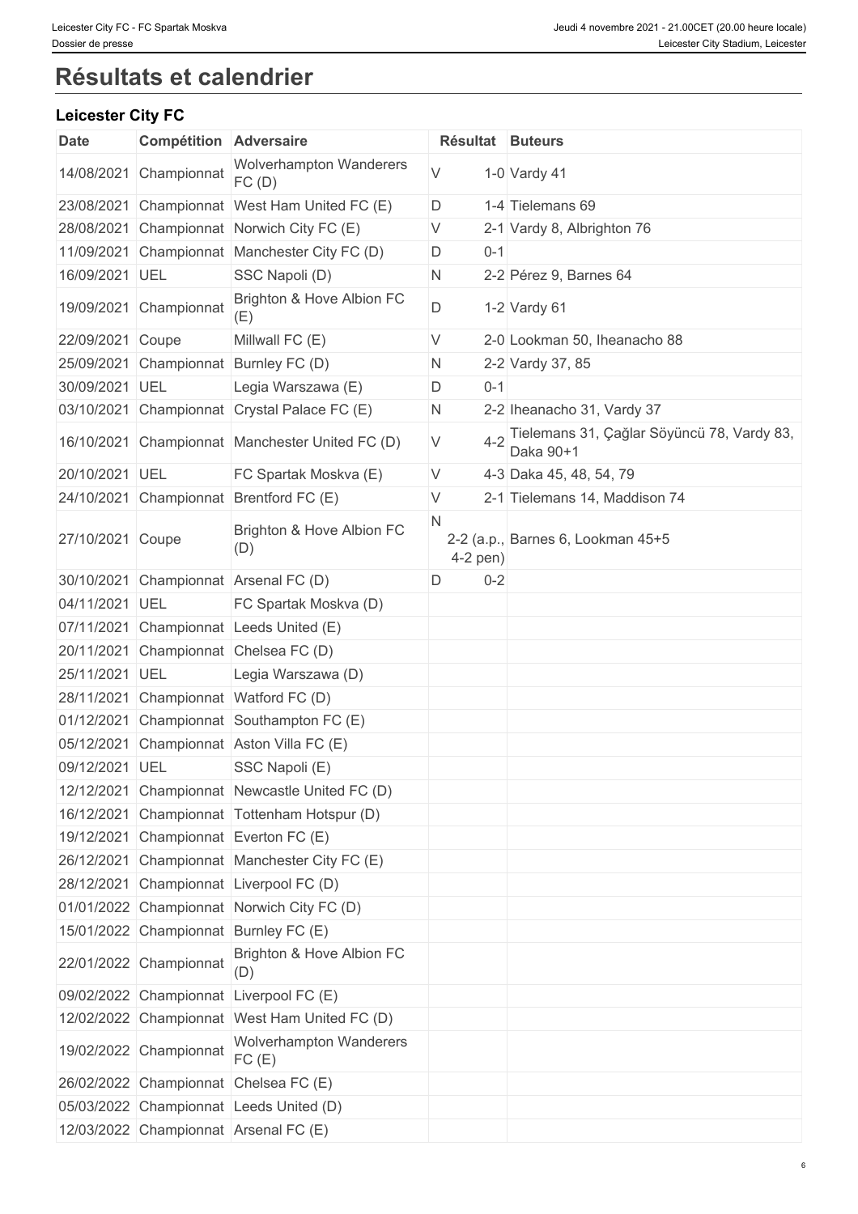# Résultats et calendrier

## Leicester City FC

| Date | Compétition | Adversaire | Résultat | | Buteurs |
|---|---|---|---|---|---|
| 14/08/2021 | Championnat | Wolverhampton Wanderers FC (D) | V | 1-0 | Vardy 41 |
| 23/08/2021 | Championnat | West Ham United FC (E) | D | 1-4 | Tielemans 69 |
| 28/08/2021 | Championnat | Norwich City FC (E) | V | 2-1 | Vardy 8, Albrighton 76 |
| 11/09/2021 | Championnat | Manchester City FC (D) | D | 0-1 | |
| 16/09/2021 | UEL | SSC Napoli (D) | N | 2-2 | Pérez 9, Barnes 64 |
| 19/09/2021 | Championnat | Brighton & Hove Albion FC (E) | D | 1-2 | Vardy 61 |
| 22/09/2021 | Coupe | Millwall FC (E) | V | 2-0 | Lookman 50, Iheanacho 88 |
| 25/09/2021 | Championnat | Burnley FC (D) | N | 2-2 | Vardy 37, 85 |
| 30/09/2021 | UEL | Legia Warszawa (E) | D | 0-1 | |
| 03/10/2021 | Championnat | Crystal Palace FC (E) | N | 2-2 | Iheanacho 31, Vardy 37 |
| 16/10/2021 | Championnat | Manchester United FC (D) | V | 4-2 | Tielemans 31, Çağlar Söyüncü 78, Vardy 83, Daka 90+1 |
| 20/10/2021 | UEL | FC Spartak Moskva (E) | V | 4-3 | Daka 45, 48, 54, 79 |
| 24/10/2021 | Championnat | Brentford FC (E) | V | 2-1 | Tielemans 14, Maddison 74 |
| 27/10/2021 | Coupe | Brighton & Hove Albion FC (D) | N | 2-2 (a.p., 4-2 pen) | Barnes 6, Lookman 45+5 |
| 30/10/2021 | Championnat | Arsenal FC (D) | D | 0-2 | |
| 04/11/2021 | UEL | FC Spartak Moskva (D) | | | |
| 07/11/2021 | Championnat | Leeds United (E) | | | |
| 20/11/2021 | Championnat | Chelsea FC (D) | | | |
| 25/11/2021 | UEL | Legia Warszawa (D) | | | |
| 28/11/2021 | Championnat | Watford FC (D) | | | |
| 01/12/2021 | Championnat | Southampton FC (E) | | | |
| 05/12/2021 | Championnat | Aston Villa FC (E) | | | |
| 09/12/2021 | UEL | SSC Napoli (E) | | | |
| 12/12/2021 | Championnat | Newcastle United FC (D) | | | |
| 16/12/2021 | Championnat | Tottenham Hotspur (D) | | | |
| 19/12/2021 | Championnat | Everton FC (E) | | | |
| 26/12/2021 | Championnat | Manchester City FC (E) | | | |
| 28/12/2021 | Championnat | Liverpool FC (D) | | | |
| 01/01/2022 | Championnat | Norwich City FC (D) | | | |
| 15/01/2022 | Championnat | Burnley FC (E) | | | |
| 22/01/2022 | Championnat | Brighton & Hove Albion FC (D) | | | |
| 09/02/2022 | Championnat | Liverpool FC (E) | | | |
| 12/02/2022 | Championnat | West Ham United FC (D) | | | |
| 19/02/2022 | Championnat | Wolverhampton Wanderers FC (E) | | | |
| 26/02/2022 | Championnat | Chelsea FC (E) | | | |
| 05/03/2022 | Championnat | Leeds United (D) | | | |
| 12/03/2022 | Championnat | Arsenal FC (E) | | | |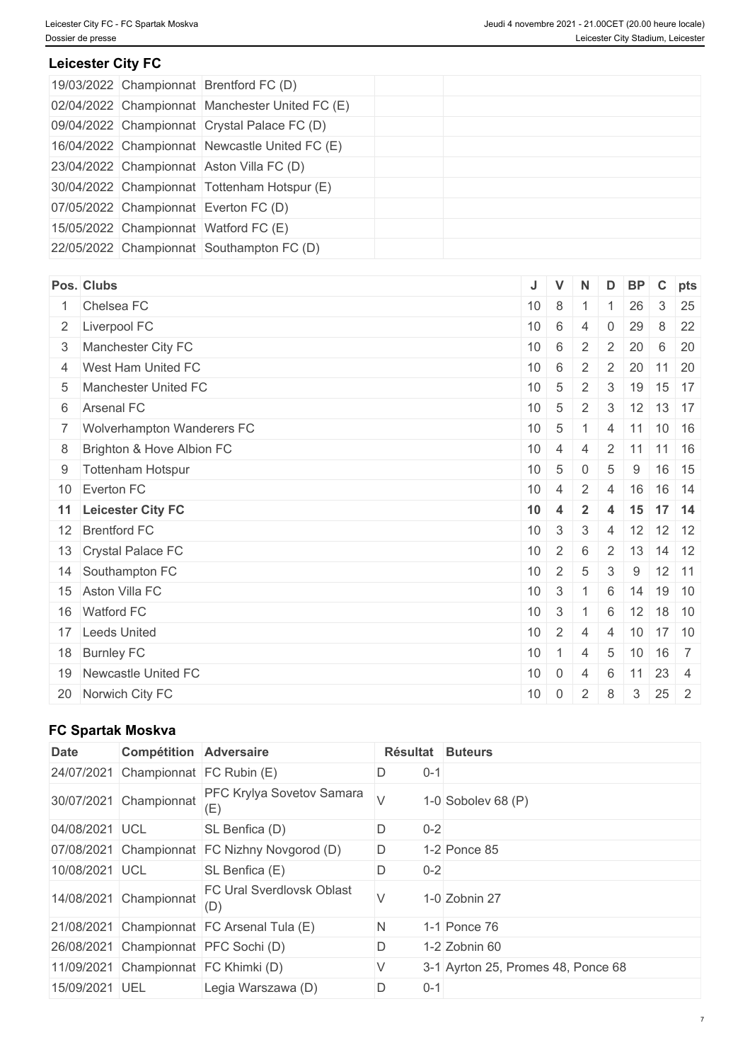## Leicester City FC

| | | | | |
|---|---|---|---|---|
| 19/03/2022 | Championnat | Brentford FC (D) | | |
| 02/04/2022 | Championnat | Manchester United FC (E) | | |
| 09/04/2022 | Championnat | Crystal Palace FC (D) | | |
| 16/04/2022 | Championnat | Newcastle United FC (E) | | |
| 23/04/2022 | Championnat | Aston Villa FC (D) | | |
| 30/04/2022 | Championnat | Tottenham Hotspur (E) | | |
| 07/05/2022 | Championnat | Everton FC (D) | | |
| 15/05/2022 | Championnat | Watford FC (E) | | |
| 22/05/2022 | Championnat | Southampton FC (D) | | |

| Pos. | Clubs | J | V | N | D | BP | C | pts |
|---|---|---|---|---|---|---|---|---|
| 1 | Chelsea FC | 10 | 8 | 1 | 1 | 26 | 3 | 25 |
| 2 | Liverpool FC | 10 | 6 | 4 | 0 | 29 | 8 | 22 |
| 3 | Manchester City FC | 10 | 6 | 2 | 2 | 20 | 6 | 20 |
| 4 | West Ham United FC | 10 | 6 | 2 | 2 | 20 | 11 | 20 |
| 5 | Manchester United FC | 10 | 5 | 2 | 3 | 19 | 15 | 17 |
| 6 | Arsenal FC | 10 | 5 | 2 | 3 | 12 | 13 | 17 |
| 7 | Wolverhampton Wanderers FC | 10 | 5 | 1 | 4 | 11 | 10 | 16 |
| 8 | Brighton & Hove Albion FC | 10 | 4 | 4 | 2 | 11 | 11 | 16 |
| 9 | Tottenham Hotspur | 10 | 5 | 0 | 5 | 9 | 16 | 15 |
| 10 | Everton FC | 10 | 4 | 2 | 4 | 16 | 16 | 14 |
| **11** | **Leicester City FC** | **10** | **4** | **2** | **4** | **15** | **17** | **14** |
| 12 | Brentford FC | 10 | 3 | 3 | 4 | 12 | 12 | 12 |
| 13 | Crystal Palace FC | 10 | 2 | 6 | 2 | 13 | 14 | 12 |
| 14 | Southampton FC | 10 | 2 | 5 | 3 | 9 | 12 | 11 |
| 15 | Aston Villa FC | 10 | 3 | 1 | 6 | 14 | 19 | 10 |
| 16 | Watford FC | 10 | 3 | 1 | 6 | 12 | 18 | 10 |
| 17 | Leeds United | 10 | 2 | 4 | 4 | 10 | 17 | 10 |
| 18 | Burnley FC | 10 | 1 | 4 | 5 | 10 | 16 | 7 |
| 19 | Newcastle United FC | 10 | 0 | 4 | 6 | 11 | 23 | 4 |
| 20 | Norwich City FC | 10 | 0 | 2 | 8 | 3 | 25 | 2 |

## FC Spartak Moskva

| Date | Compétition | Adversaire | Résultat | | Buteurs |
|---|---|---|---|---|---|
| 24/07/2021 | Championnat | FC Rubin (E) | D | 0-1 | |
| 30/07/2021 | Championnat | PFC Krylya Sovetov Samara (E) | V | 1-0 | Sobolev 68 (P) |
| 04/08/2021 | UCL | SL Benfica (D) | D | 0-2 | |
| 07/08/2021 | Championnat | FC Nizhny Novgorod (D) | D | 1-2 | Ponce 85 |
| 10/08/2021 | UCL | SL Benfica (E) | D | 0-2 | |
| 14/08/2021 | Championnat | FC Ural Sverdlovsk Oblast (D) | V | 1-0 | Zobnin 27 |
| 21/08/2021 | Championnat | FC Arsenal Tula (E) | N | 1-1 | Ponce 76 |
| 26/08/2021 | Championnat | PFC Sochi (D) | D | 1-2 | Zobnin 60 |
| 11/09/2021 | Championnat | FC Khimki (D) | V | 3-1 | Ayrton 25, Promes 48, Ponce 68 |
| 15/09/2021 | UEL | Legia Warszawa (D) | D | 0-1 | |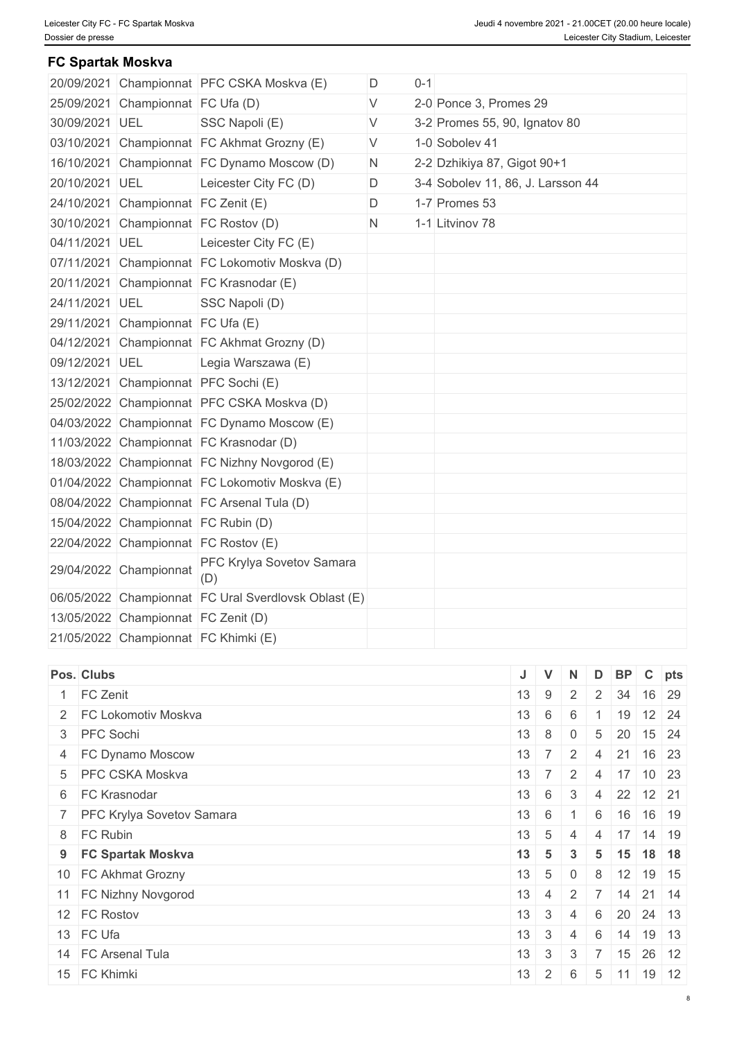## FC Spartak Moskva

| | | | | | |
|---|---|---|---|---|---|
| 20/09/2021 | Championnat | PFC CSKA Moskva (E) | D | 0-1 | |
| 25/09/2021 | Championnat | FC Ufa (D) | V | 2-0 | Ponce 3, Promes 29 |
| 30/09/2021 | UEL | SSC Napoli (E) | V | 3-2 | Promes 55, 90, Ignatov 80 |
| 03/10/2021 | Championnat | FC Akhmat Grozny (E) | V | 1-0 | Sobolev 41 |
| 16/10/2021 | Championnat | FC Dynamo Moscow (D) | N | 2-2 | Dzhikiya 87, Gigot 90+1 |
| 20/10/2021 | UEL | Leicester City FC (D) | D | 3-4 | Sobolev 11, 86, J. Larsson 44 |
| 24/10/2021 | Championnat | FC Zenit (E) | D | 1-7 | Promes 53 |
| 30/10/2021 | Championnat | FC Rostov (D) | N | 1-1 | Litvinov 78 |
| 04/11/2021 | UEL | Leicester City FC (E) | | | |
| 07/11/2021 | Championnat | FC Lokomotiv Moskva (D) | | | |
| 20/11/2021 | Championnat | FC Krasnodar (E) | | | |
| 24/11/2021 | UEL | SSC Napoli (D) | | | |
| 29/11/2021 | Championnat | FC Ufa (E) | | | |
| 04/12/2021 | Championnat | FC Akhmat Grozny (D) | | | |
| 09/12/2021 | UEL | Legia Warszawa (E) | | | |
| 13/12/2021 | Championnat | PFC Sochi (E) | | | |
| 25/02/2022 | Championnat | PFC CSKA Moskva (D) | | | |
| 04/03/2022 | Championnat | FC Dynamo Moscow (E) | | | |
| 11/03/2022 | Championnat | FC Krasnodar (D) | | | |
| 18/03/2022 | Championnat | FC Nizhny Novgorod (E) | | | |
| 01/04/2022 | Championnat | FC Lokomotiv Moskva (E) | | | |
| 08/04/2022 | Championnat | FC Arsenal Tula (D) | | | |
| 15/04/2022 | Championnat | FC Rubin (D) | | | |
| 22/04/2022 | Championnat | FC Rostov (E) | | | |
| 29/04/2022 | Championnat | PFC Krylya Sovetov Samara (D) | | | |
| 06/05/2022 | Championnat | FC Ural Sverdlovsk Oblast (E) | | | |
| 13/05/2022 | Championnat | FC Zenit (D) | | | |
| 21/05/2022 | Championnat | FC Khimki (E) | | | |

| Pos. | Clubs | J | V | N | D | BP | C | pts |
|---|---|---|---|---|---|---|---|---|
| 1 | FC Zenit | 13 | 9 | 2 | 2 | 34 | 16 | 29 |
| 2 | FC Lokomotiv Moskva | 13 | 6 | 6 | 1 | 19 | 12 | 24 |
| 3 | PFC Sochi | 13 | 8 | 0 | 5 | 20 | 15 | 24 |
| 4 | FC Dynamo Moscow | 13 | 7 | 2 | 4 | 21 | 16 | 23 |
| 5 | PFC CSKA Moskva | 13 | 7 | 2 | 4 | 17 | 10 | 23 |
| 6 | FC Krasnodar | 13 | 6 | 3 | 4 | 22 | 12 | 21 |
| 7 | PFC Krylya Sovetov Samara | 13 | 6 | 1 | 6 | 16 | 16 | 19 |
| 8 | FC Rubin | 13 | 5 | 4 | 4 | 17 | 14 | 19 |
| **9** | **FC Spartak Moskva** | **13** | **5** | **3** | **5** | **15** | **18** | **18** |
| 10 | FC Akhmat Grozny | 13 | 5 | 0 | 8 | 12 | 19 | 15 |
| 11 | FC Nizhny Novgorod | 13 | 4 | 2 | 7 | 14 | 21 | 14 |
| 12 | FC Rostov | 13 | 3 | 4 | 6 | 20 | 24 | 13 |
| 13 | FC Ufa | 13 | 3 | 4 | 6 | 14 | 19 | 13 |
| 14 | FC Arsenal Tula | 13 | 3 | 3 | 7 | 15 | 26 | 12 |
| 15 | FC Khimki | 13 | 2 | 6 | 5 | 11 | 19 | 12 |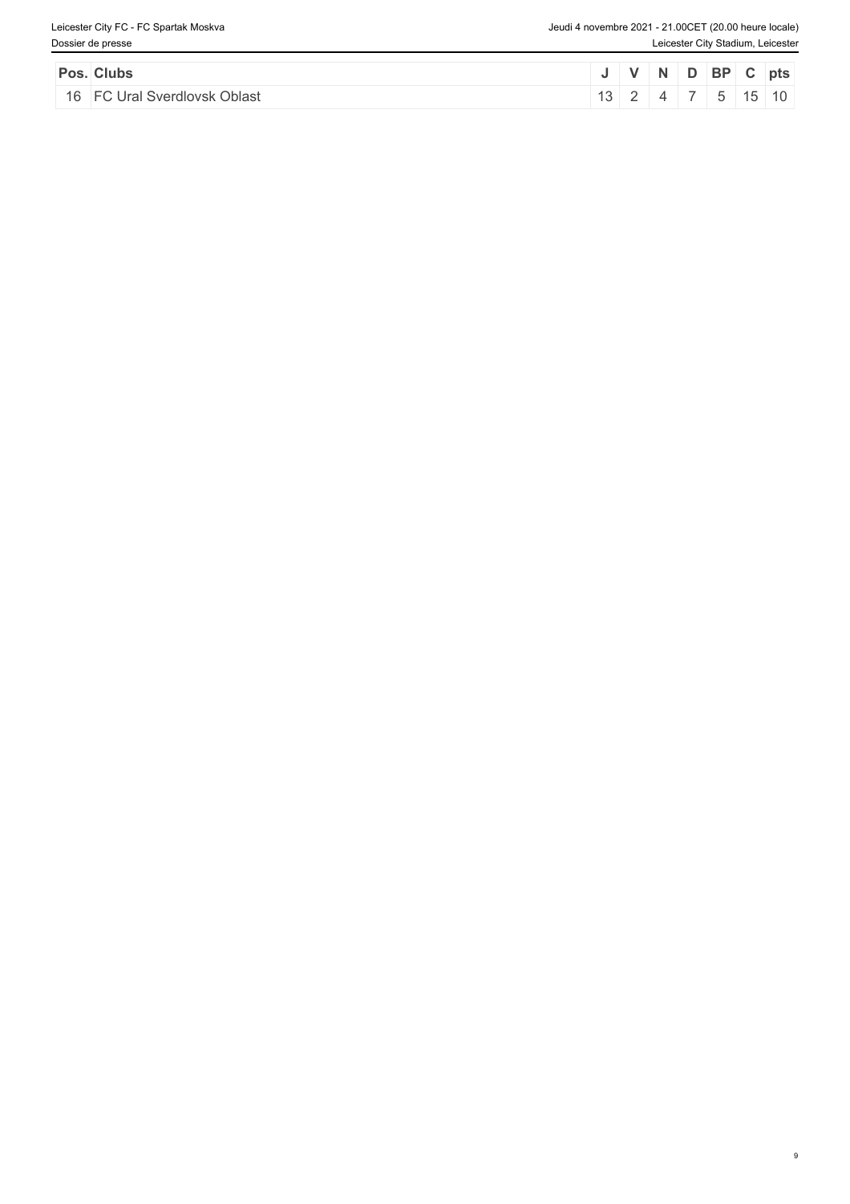| Pos. | Clubs | J | V | N | D | BP | C | pts |
|---|---|---|---|---|---|---|---|---|
| 16 | FC Ural Sverdlovsk Oblast | 13 | 2 | 4 | 7 | 5 | 15 | 10 |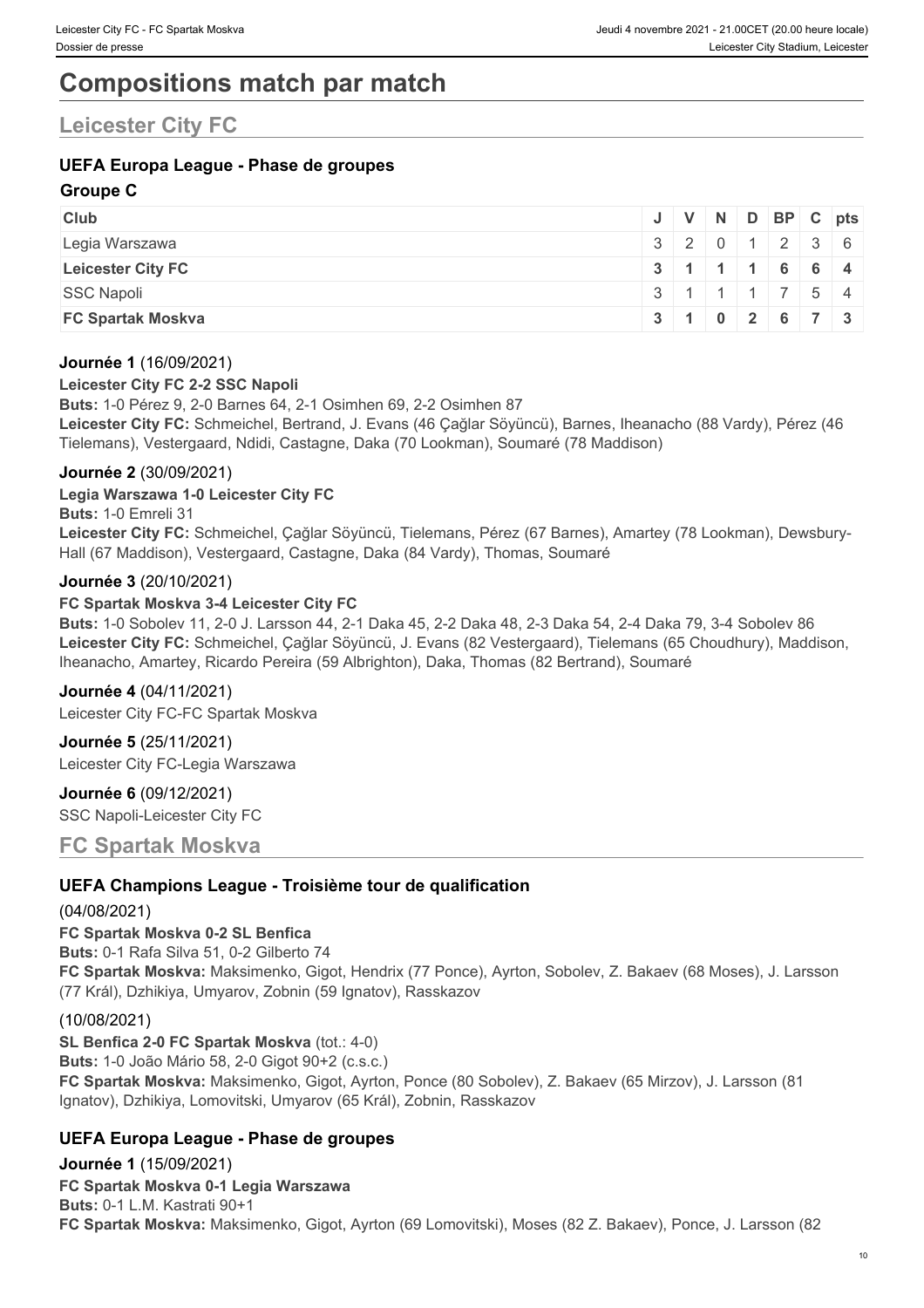# Compositions match par match

## Leicester City FC

### UEFA Europa League - Phase de groupes

**Groupe C**

| Club | J | V | N | D | BP | C | pts |
|---|---|---|---|---|---|---|---|
| Legia Warszawa | 3 | 2 | 0 | 1 | 2 | 3 | 6 |
| **Leicester City FC** | **3** | **1** | **1** | **1** | **6** | **6** | **4** |
| SSC Napoli | 3 | 1 | 1 | 1 | 7 | 5 | 4 |
| **FC Spartak Moskva** | **3** | **1** | **0** | **2** | **6** | **7** | **3** |

**Journée 1** (16/09/2021)

**Leicester City FC 2-2 SSC Napoli**

**Buts:** 1-0 Pérez 9, 2-0 Barnes 64, 2-1 Osimhen 69, 2-2 Osimhen 87

**Leicester City FC:** Schmeichel, Bertrand, J. Evans (46 Çağlar Söyüncü), Barnes, Iheanacho (88 Vardy), Pérez (46 Tielemans), Vestergaard, Ndidi, Castagne, Daka (70 Lookman), Soumaré (78 Maddison)

**Journée 2** (30/09/2021)

**Legia Warszawa 1-0 Leicester City FC**

**Buts:** 1-0 Emreli 31

**Leicester City FC:** Schmeichel, Çağlar Söyüncü, Tielemans, Pérez (67 Barnes), Amartey (78 Lookman), Dewsbury-Hall (67 Maddison), Vestergaard, Castagne, Daka (84 Vardy), Thomas, Soumaré

**Journée 3** (20/10/2021)

**FC Spartak Moskva 3-4 Leicester City FC**

**Buts:** 1-0 Sobolev 11, 2-0 J. Larsson 44, 2-1 Daka 45, 2-2 Daka 48, 2-3 Daka 54, 2-4 Daka 79, 3-4 Sobolev 86

**Leicester City FC:** Schmeichel, Çağlar Söyüncü, J. Evans (82 Vestergaard), Tielemans (65 Choudhury), Maddison, Iheanacho, Amartey, Ricardo Pereira (59 Albrighton), Daka, Thomas (82 Bertrand), Soumaré

**Journée 4** (04/11/2021)

Leicester City FC-FC Spartak Moskva

**Journée 5** (25/11/2021)

Leicester City FC-Legia Warszawa

**Journée 6** (09/12/2021)

SSC Napoli-Leicester City FC

## FC Spartak Moskva

### UEFA Champions League - Troisième tour de qualification

(04/08/2021)

**FC Spartak Moskva 0-2 SL Benfica**

**Buts:** 0-1 Rafa Silva 51, 0-2 Gilberto 74

**FC Spartak Moskva:** Maksimenko, Gigot, Hendrix (77 Ponce), Ayrton, Sobolev, Z. Bakaev (68 Moses), J. Larsson (77 Král), Dzhikiya, Umyarov, Zobnin (59 Ignatov), Rasskazov

(10/08/2021)

**SL Benfica 2-0 FC Spartak Moskva** (tot.: 4-0)

**Buts:** 1-0 João Mário 58, 2-0 Gigot 90+2 (c.s.c.)

**FC Spartak Moskva:** Maksimenko, Gigot, Ayrton, Ponce (80 Sobolev), Z. Bakaev (65 Mirzov), J. Larsson (81 Ignatov), Dzhikiya, Lomovitski, Umyarov (65 Král), Zobnin, Rasskazov

### UEFA Europa League - Phase de groupes

**Journée 1** (15/09/2021)

**FC Spartak Moskva 0-1 Legia Warszawa**

**Buts:** 0-1 L.M. Kastrati 90+1

**FC Spartak Moskva:** Maksimenko, Gigot, Ayrton (69 Lomovitski), Moses (82 Z. Bakaev), Ponce, J. Larsson (82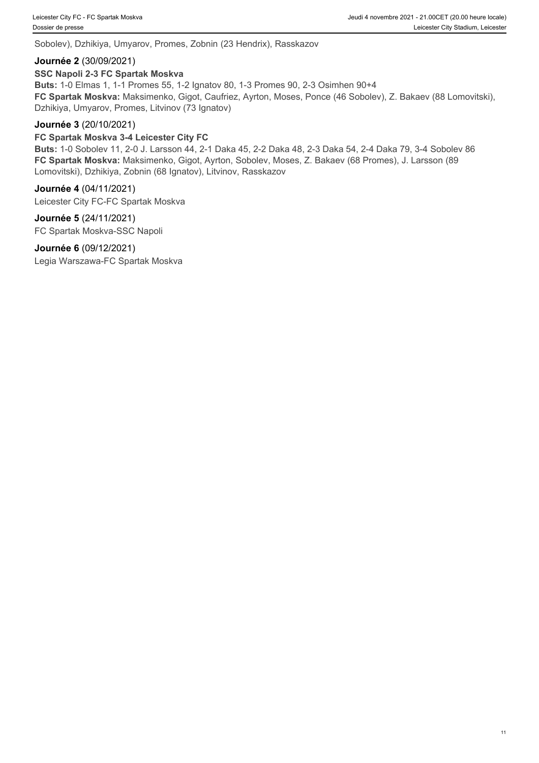Sobolev), Dzhikiya, Umyarov, Promes, Zobnin (23 Hendrix), Rasskazov

**Journée 2** (30/09/2021)

**SSC Napoli 2-3 FC Spartak Moskva**

**Buts:** 1-0 Elmas 1, 1-1 Promes 55, 1-2 Ignatov 80, 1-3 Promes 90, 2-3 Osimhen 90+4

**FC Spartak Moskva:** Maksimenko, Gigot, Caufriez, Ayrton, Moses, Ponce (46 Sobolev), Z. Bakaev (88 Lomovitski), Dzhikiya, Umyarov, Promes, Litvinov (73 Ignatov)

**Journée 3** (20/10/2021)

**FC Spartak Moskva 3-4 Leicester City FC**

**Buts:** 1-0 Sobolev 11, 2-0 J. Larsson 44, 2-1 Daka 45, 2-2 Daka 48, 2-3 Daka 54, 2-4 Daka 79, 3-4 Sobolev 86

**FC Spartak Moskva:** Maksimenko, Gigot, Ayrton, Sobolev, Moses, Z. Bakaev (68 Promes), J. Larsson (89 Lomovitski), Dzhikiya, Zobnin (68 Ignatov), Litvinov, Rasskazov

**Journée 4** (04/11/2021)

Leicester City FC-FC Spartak Moskva

**Journée 5** (24/11/2021)

FC Spartak Moskva-SSC Napoli

**Journée 6** (09/12/2021)

Legia Warszawa-FC Spartak Moskva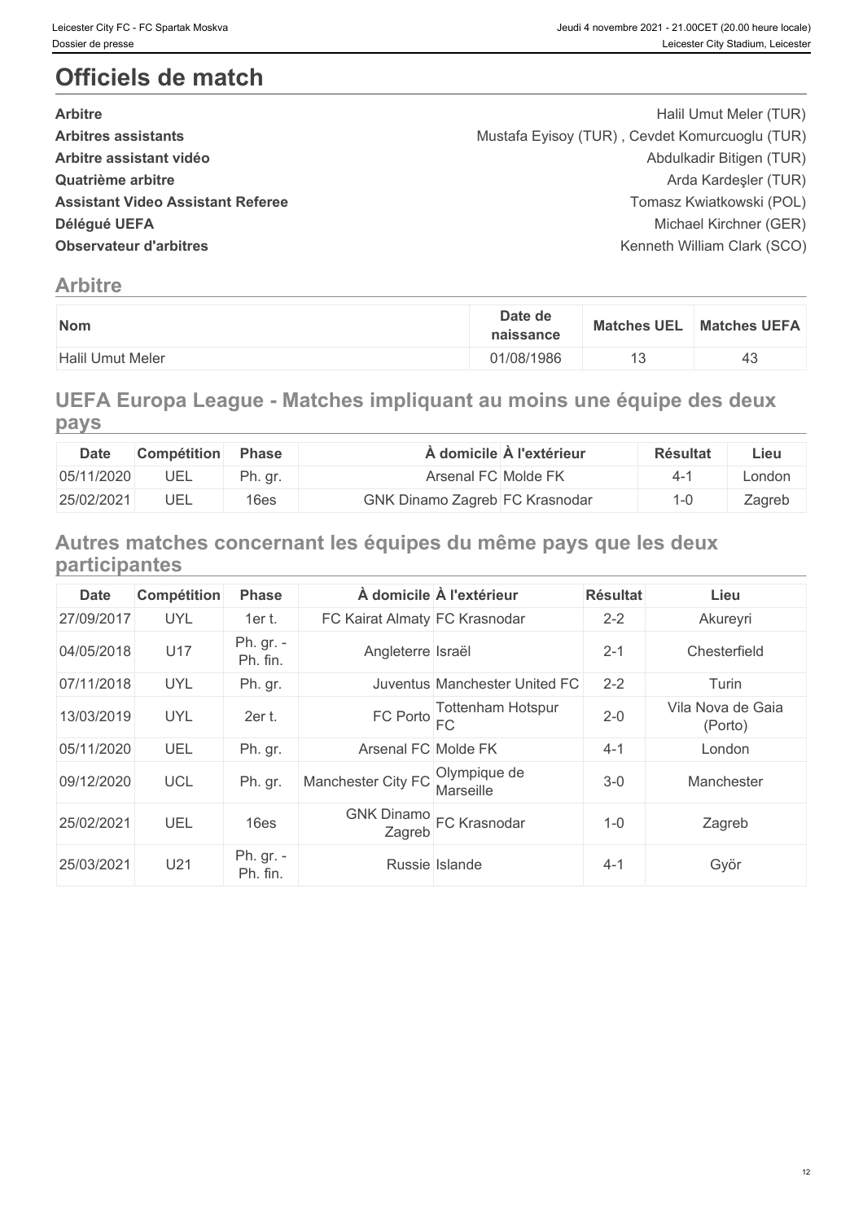# Officiels de match

| | |
|---|---|
| **Arbitre** | Halil Umut Meler (TUR) |
| **Arbitres assistants** | Mustafa Eyisoy (TUR) , Cevdet Komurcuoglu (TUR) |
| **Arbitre assistant vidéo** | Abdulkadir Bitigen (TUR) |
| **Quatrième arbitre** | Arda Kardeşler (TUR) |
| **Assistant Video Assistant Referee** | Tomasz Kwiatkowski (POL) |
| **Délégué UEFA** | Michael Kirchner (GER) |
| **Observateur d'arbitres** | Kenneth William Clark (SCO) |

## Arbitre

| Nom | Date de naissance | Matches UEL | Matches UEFA |
|---|---|---|---|
| Halil Umut Meler | 01/08/1986 | 13 | 43 |

## UEFA Europa League - Matches impliquant au moins une équipe des deux pays

| Date | Compétition | Phase | À domicile | À l'extérieur | Résultat | Lieu |
|---|---|---|---|---|---|---|
| 05/11/2020 | UEL | Ph. gr. | Arsenal FC | Molde FK | 4-1 | London |
| 25/02/2021 | UEL | 16es | GNK Dinamo Zagreb | FC Krasnodar | 1-0 | Zagreb |

## Autres matches concernant les équipes du même pays que les deux participantes

| Date | Compétition | Phase | À domicile | À l'extérieur | Résultat | Lieu |
|---|---|---|---|---|---|---|
| 27/09/2017 | UYL | 1er t. | FC Kairat Almaty | FC Krasnodar | 2-2 | Akureyri |
| 04/05/2018 | U17 | Ph. gr. - Ph. fin. | Angleterre | Israël | 2-1 | Chesterfield |
| 07/11/2018 | UYL | Ph. gr. | Juventus | Manchester United FC | 2-2 | Turin |
| 13/03/2019 | UYL | 2er t. | FC Porto | Tottenham Hotspur FC | 2-0 | Vila Nova de Gaia (Porto) |
| 05/11/2020 | UEL | Ph. gr. | Arsenal FC | Molde FK | 4-1 | London |
| 09/12/2020 | UCL | Ph. gr. | Manchester City FC | Olympique de Marseille | 3-0 | Manchester |
| 25/02/2021 | UEL | 16es | GNK Dinamo Zagreb | FC Krasnodar | 1-0 | Zagreb |
| 25/03/2021 | U21 | Ph. gr. - Ph. fin. | Russie | Islande | 4-1 | Györ |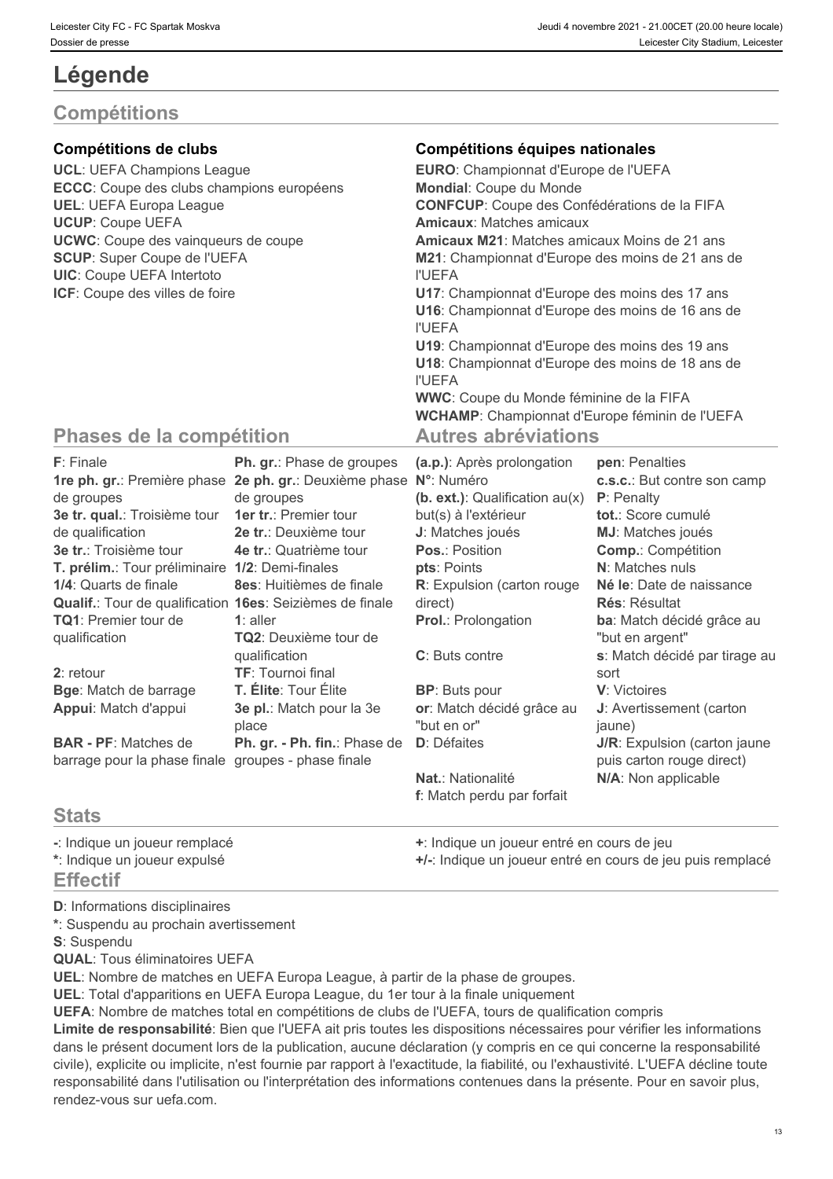# Légende

## Compétitions

### Compétitions de clubs

**UCL**: UEFA Champions League
**ECCC**: Coupe des clubs champions européens
**UEL**: UEFA Europa League
**UCUP**: Coupe UEFA
**UCWC**: Coupe des vainqueurs de coupe
**SCUP**: Super Coupe de l'UEFA
**UIC**: Coupe UEFA Intertoto
**ICF**: Coupe des villes de foire

### Compétitions équipes nationales

**EURO**: Championnat d'Europe de l'UEFA
**Mondial**: Coupe du Monde
**CONFCUP**: Coupe des Confédérations de la FIFA
**Amicaux**: Matches amicaux
**Amicaux M21**: Matches amicaux Moins de 21 ans
**M21**: Championnat d'Europe des moins de 21 ans de l'UEFA
**U17**: Championnat d'Europe des moins des 17 ans
**U16**: Championnat d'Europe des moins de 16 ans de l'UEFA
**U19**: Championnat d'Europe des moins des 19 ans
**U18**: Championnat d'Europe des moins de 18 ans de l'UEFA
**WWC**: Coupe du Monde féminine de la FIFA
**WCHAMP**: Championnat d'Europe féminin de l'UEFA

## Phases de la compétition

**F**: Finale
**Ph. gr.**: Phase de groupes
**1re ph. gr.**: Première phase de groupes
**2e ph. gr.**: Deuxième phase de groupes
**3e tr. qual.**: Troisième tour de qualification
**1er tr.**: Premier tour
**2e tr.**: Deuxième tour
**3e tr.**: Troisième tour
**4e tr.**: Quatrième tour
**T. prélim.**: Tour préliminaire
**1/2**: Demi-finales
**1/4**: Quarts de finale
**8es**: Huitièmes de finale
**Qualif.**: Tour de qualification
**16es**: Seizièmes de finale
**TQ1**: Premier tour de qualification
**1**: aller
**TQ2**: Deuxième tour de qualification
**2**: retour
**TF**: Tournoi final
**Bge**: Match de barrage
**T. Élite**: Tour Élite
**Appui**: Match d'appui
**3e pl.**: Match pour la 3e place
**BAR - PF**: Matches de barrage pour la phase finale
**Ph. gr. - Ph. fin.**: Phase de groupes - phase finale

## Autres abréviations

**(a.p.)**: Après prolongation
**pen**: Penalties
**N°**: Numéro
**c.s.c.**: But contre son camp
**(b. ext.)**: Qualification au(x) but(s) à l'extérieur
**P**: Penalty
**tot.**: Score cumulé
**J**: Matches joués
**MJ**: Matches joués
**Pos.**: Position
**Comp.**: Compétition
**pts**: Points
**N**: Matches nuls
**R**: Expulsion (carton rouge direct)
**Né le**: Date de naissance
**Rés**: Résultat
**Prol.**: Prolongation
**ba**: Match décidé grâce au "but en argent"
**C**: Buts contre
**s**: Match décidé par tirage au sort
**BP**: Buts pour
**V**: Victoires
**or**: Match décidé grâce au "but en or"
**J**: Avertissement (carton jaune)
**D**: Défaites
**J/R**: Expulsion (carton jaune puis carton rouge direct)
**Nat.**: Nationalité
**N/A**: Non applicable
**f**: Match perdu par forfait

## Stats

**-**: Indique un joueur remplacé
**+**: Indique un joueur entré en cours de jeu
**\***: Indique un joueur expulsé
**+/-**: Indique un joueur entré en cours de jeu puis remplacé

## Effectif

**D**: Informations disciplinaires
**\***: Suspendu au prochain avertissement
**S**: Suspendu
**QUAL**: Tous éliminatoires UEFA
**UEL**: Nombre de matches en UEFA Europa League, à partir de la phase de groupes.
**UEL**: Total d'apparitions en UEFA Europa League, du 1er tour à la finale uniquement
**UEFA**: Nombre de matches total en compétitions de clubs de l'UEFA, tours de qualification compris
**Limite de responsabilité**: Bien que l'UEFA ait pris toutes les dispositions nécessaires pour vérifier les informations dans le présent document lors de la publication, aucune déclaration (y compris en ce qui concerne la responsabilité civile), explicite ou implicite, n'est fournie par rapport à l'exactitude, la fiabilité, ou l'exhaustivité. L'UEFA décline toute responsabilité dans l'utilisation ou l'interprétation des informations contenues dans la présente. Pour en savoir plus, rendez-vous sur uefa.com.